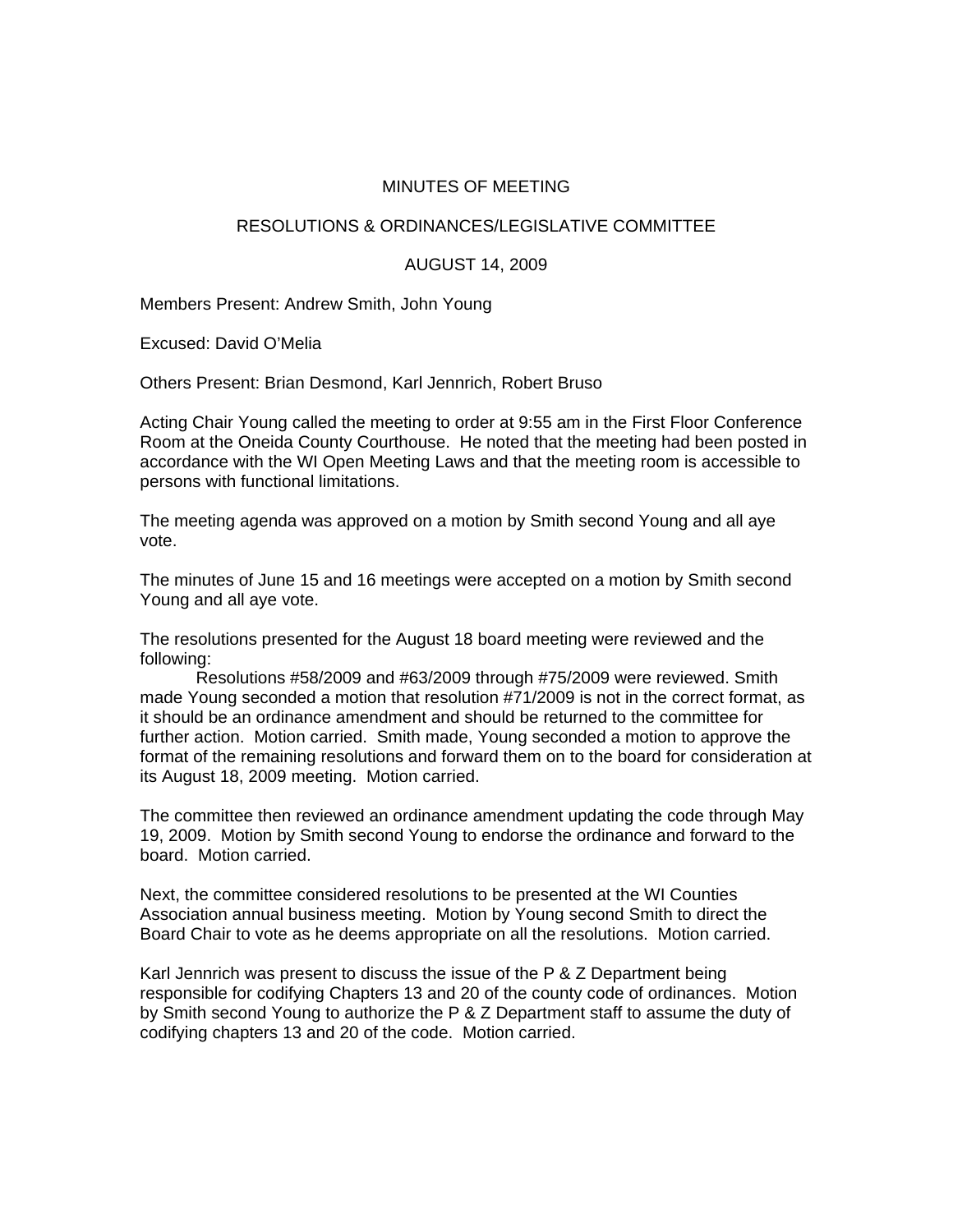# MINUTES OF MEETING

## RESOLUTIONS & ORDINANCES/LEGISLATIVE COMMITTEE

## AUGUST 14, 2009

Members Present: Andrew Smith, John Young

Excused: David O'Melia

Others Present: Brian Desmond, Karl Jennrich, Robert Bruso

Acting Chair Young called the meeting to order at 9:55 am in the First Floor Conference Room at the Oneida County Courthouse. He noted that the meeting had been posted in accordance with the WI Open Meeting Laws and that the meeting room is accessible to persons with functional limitations.

The meeting agenda was approved on a motion by Smith second Young and all aye vote.

The minutes of June 15 and 16 meetings were accepted on a motion by Smith second Young and all aye vote.

The resolutions presented for the August 18 board meeting were reviewed and the following:

Resolutions #58/2009 and #63/2009 through #75/2009 were reviewed. Smith made Young seconded a motion that resolution #71/2009 is not in the correct format, as it should be an ordinance amendment and should be returned to the committee for further action. Motion carried. Smith made, Young seconded a motion to approve the format of the remaining resolutions and forward them on to the board for consideration at its August 18, 2009 meeting. Motion carried.

The committee then reviewed an ordinance amendment updating the code through May 19, 2009. Motion by Smith second Young to endorse the ordinance and forward to the board. Motion carried.

Next, the committee considered resolutions to be presented at the WI Counties Association annual business meeting. Motion by Young second Smith to direct the Board Chair to vote as he deems appropriate on all the resolutions. Motion carried.

Karl Jennrich was present to discuss the issue of the P & Z Department being responsible for codifying Chapters 13 and 20 of the county code of ordinances. Motion by Smith second Young to authorize the P & Z Department staff to assume the duty of codifying chapters 13 and 20 of the code. Motion carried.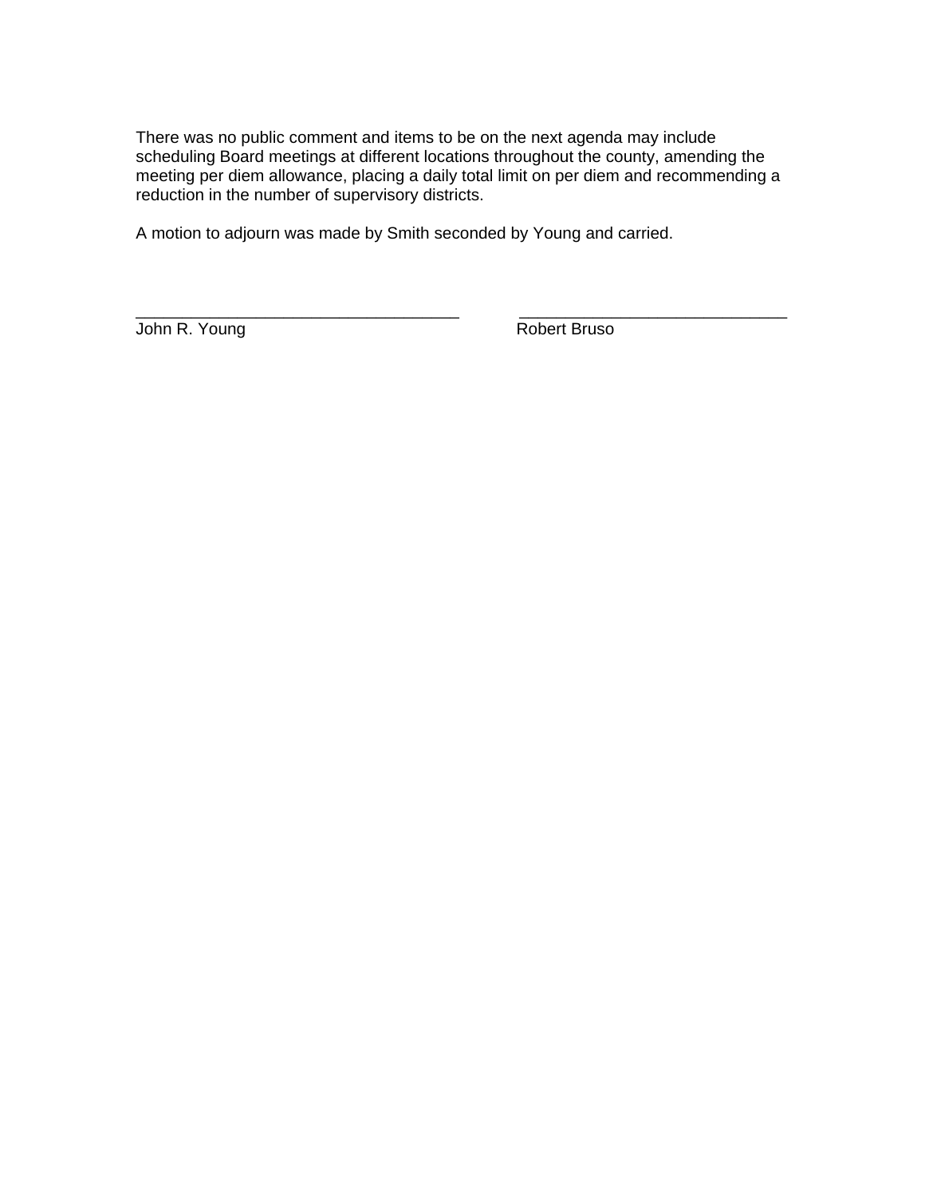There was no public comment and items to be on the next agenda may include scheduling Board meetings at different locations throughout the county, amending the meeting per diem allowance, placing a daily total limit on per diem and recommending a reduction in the number of supervisory districts.

A motion to adjourn was made by Smith seconded by Young and carried.

| | |
|---|---|
| ___________________________________ | _____________________________ |
| John R. Young | Robert Bruso |